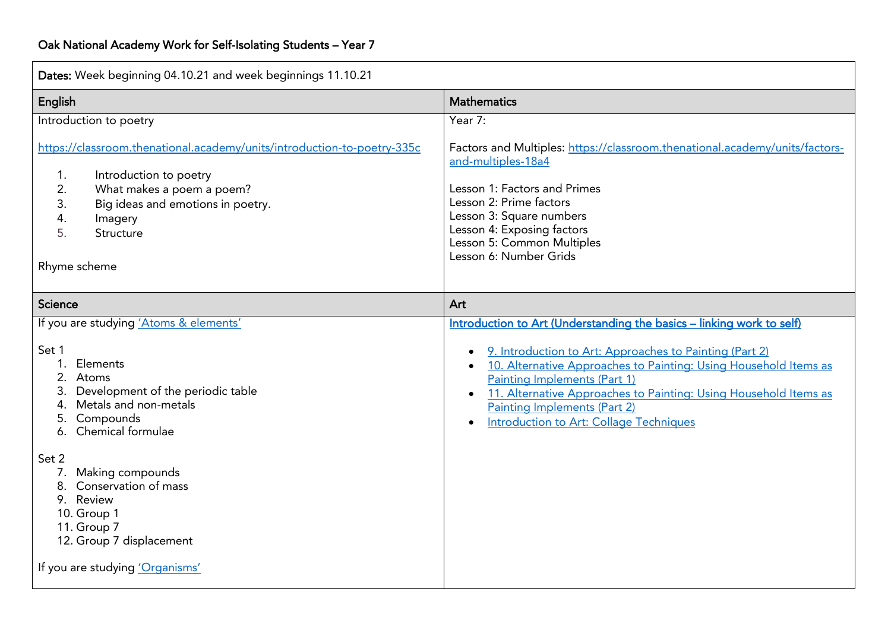# Oak National Academy Work for Self-Isolating Students – Year 7

**Dates:** Week beginning 04.10.21 and week beginnings 11.10.21

| English | Mathematics |
| --- | --- |
| Introduction to poetry<br><br>https://classroom.thenational.academy/units/introduction-to-poetry-335c<br><br>1. Introduction to poetry<br>2. What makes a poem a poem?<br>3. Big ideas and emotions in poetry.<br>4. Imagery<br>5. Structure<br><br>Rhyme scheme | Year 7:<br><br>Factors and Multiples: https://classroom.thenational.academy/units/factors-and-multiples-18a4<br><br>Lesson 1: Factors and Primes<br>Lesson 2: Prime factors<br>Lesson 3: Square numbers<br>Lesson 4: Exposing factors<br>Lesson 5: Common Multiples<br>Lesson 6: Number Grids |
| **Science** | **Art** |
| If you are studying 'Atoms & elements'<br><br>Set 1<br>1. Elements<br>2. Atoms<br>3. Development of the periodic table<br>4. Metals and non-metals<br>5. Compounds<br>6. Chemical formulae<br><br>Set 2<br>7. Making compounds<br>8. Conservation of mass<br>9. Review<br>10. Group 1<br>11. Group 7<br>12. Group 7 displacement<br><br>If you are studying 'Organisms' | **Introduction to Art (Understanding the basics – linking work to self)**<br><br>• 9. Introduction to Art: Approaches to Painting (Part 2)<br>• 10. Alternative Approaches to Painting: Using Household Items as Painting Implements (Part 1)<br>• 11. Alternative Approaches to Painting: Using Household Items as Painting Implements (Part 2)<br>• Introduction to Art: Collage Techniques |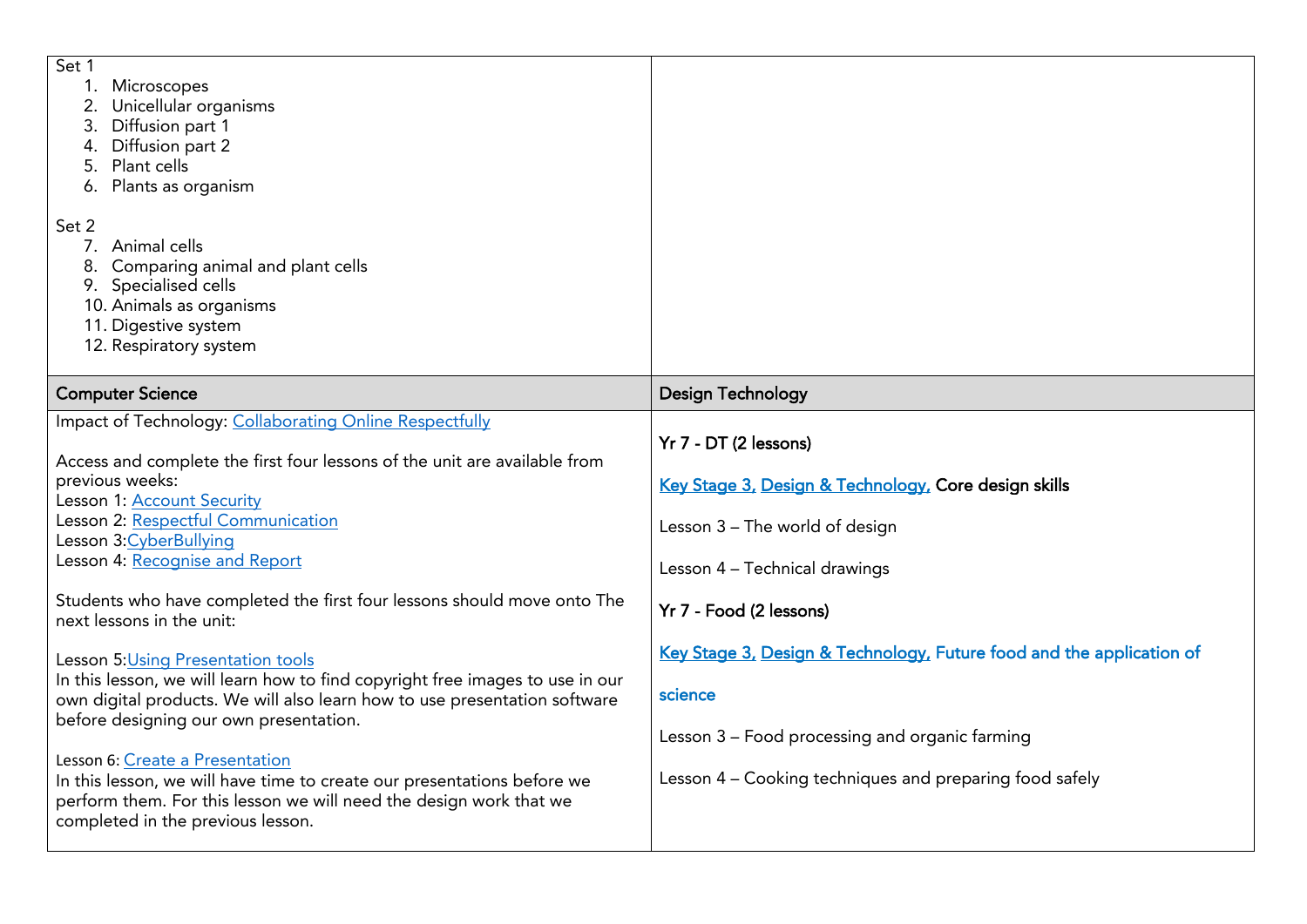| Set 1<br>1. Microscopes<br>2. Unicellular organisms<br>3. Diffusion part 1<br>4. Diffusion part 2<br>5. Plant cells<br>6. Plants as organism<br><br>Set 2<br>7. Animal cells<br>8. Comparing animal and plant cells<br>9. Specialised cells<br>10. Animals as organisms<br>11. Digestive system<br>12. Respiratory system | |
|---|---|
| **Computer Science** | **Design Technology** |
| Impact of Technology: Collaborating Online Respectfully<br><br>Access and complete the first four lessons of the unit are available from previous weeks:<br>Lesson 1: Account Security<br>Lesson 2: Respectful Communication<br>Lesson 3:CyberBullying<br>Lesson 4: Recognise and Report<br><br>Students who have completed the first four lessons should move onto The next lessons in the unit:<br><br>Lesson 5:Using Presentation tools<br>In this lesson, we will learn how to find copyright free images to use in our own digital products. We will also learn how to use presentation software before designing our own presentation.<br><br>Lesson 6: Create a Presentation<br>In this lesson, we will have time to create our presentations before we perform them. For this lesson we will need the design work that we completed in the previous lesson. | **Yr 7 - DT (2 lessons)**<br><br>**Key Stage 3, Design & Technology, Core design skills**<br><br>Lesson 3 – The world of design<br><br>Lesson 4 – Technical drawings<br><br>**Yr 7 - Food (2 lessons)**<br><br>**Key Stage 3, Design & Technology, Future food and the application of science**<br><br>Lesson 3 – Food processing and organic farming<br><br>Lesson 4 – Cooking techniques and preparing food safely |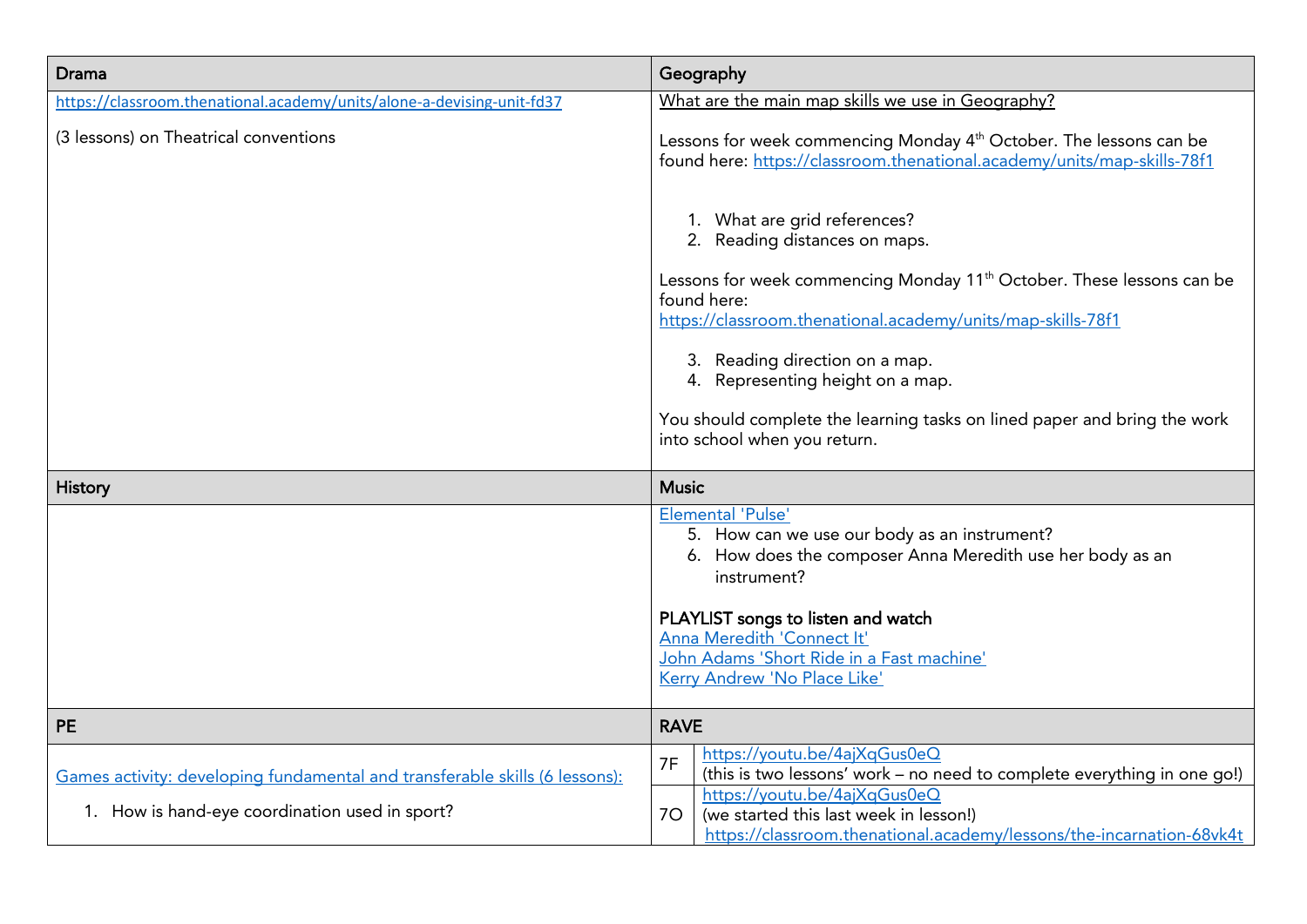| Drama | Geography |
|---|---|
| https://classroom.thenational.academy/units/alone-a-devising-unit-fd37<br><br>(3 lessons) on Theatrical conventions | What are the main map skills we use in Geography?<br><br>Lessons for week commencing Monday 4th October. The lessons can be found here: https://classroom.thenational.academy/units/map-skills-78f1<br><br>1. What are grid references?<br>2. Reading distances on maps.<br><br>Lessons for week commencing Monday 11th October. These lessons can be found here:<br>https://classroom.thenational.academy/units/map-skills-78f1<br><br>3. Reading direction on a map.<br>4. Representing height on a map.<br><br>You should complete the learning tasks on lined paper and bring the work into school when you return. |
| **History** | **Music** |
| | Elemental 'Pulse'<br>5. How can we use our body as an instrument?<br>6. How does the composer Anna Meredith use her body as an instrument?<br><br>**PLAYLIST songs to listen and watch**<br>Anna Meredith 'Connect It'<br>John Adams 'Short Ride in a Fast machine'<br>Kerry Andrew 'No Place Like' |
| **PE** | **RAVE** |
| Games activity: developing fundamental and transferable skills (6 lessons):<br><br>1. How is hand-eye coordination used in sport? | 7F: https://youtu.be/4ajXqGus0eQ<br>(this is two lessons' work – no need to complete everything in one go!)<br><br>7O: https://youtu.be/4ajXqGus0eQ<br>(we started this last week in lesson!)<br>https://classroom.thenational.academy/lessons/the-incarnation-68vk4t |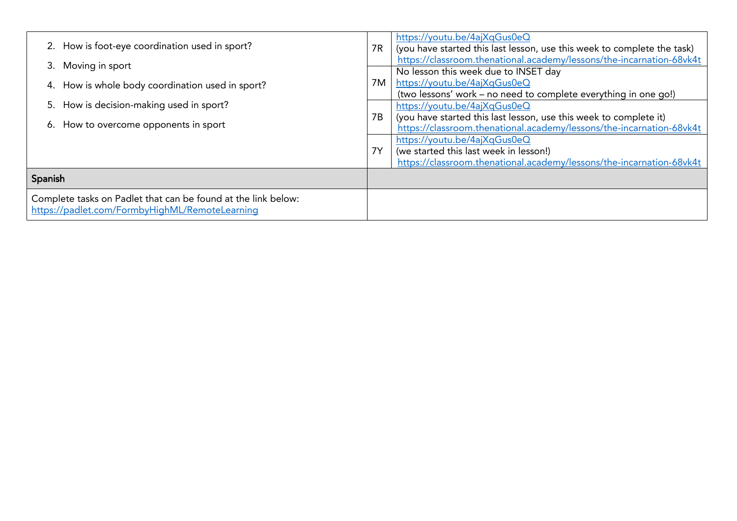| | | |
|---|---|---|
| 2. How is foot-eye coordination used in sport?<br>3. Moving in sport<br>4. How is whole body coordination used in sport?<br>5. How is decision-making used in sport?<br>6. How to overcome opponents in sport | 7R | https://youtu.be/4ajXqGus0eQ<br>(you have started this last lesson, use this week to complete the task)<br>https://classroom.thenational.academy/lessons/the-incarnation-68vk4t |
| | 7M | No lesson this week due to INSET day<br>https://youtu.be/4ajXqGus0eQ<br>(two lessons' work – no need to complete everything in one go!) |
| | 7B | https://youtu.be/4ajXqGus0eQ<br>(you have started this last lesson, use this week to complete it)<br>https://classroom.thenational.academy/lessons/the-incarnation-68vk4t |
| | 7Y | https://youtu.be/4ajXqGus0eQ<br>(we started this last week in lesson!)<br>https://classroom.thenational.academy/lessons/the-incarnation-68vk4t |
| **Spanish** | | |
| Complete tasks on Padlet that can be found at the link below:<br>https://padlet.com/FormbyHighML/RemoteLearning | | |